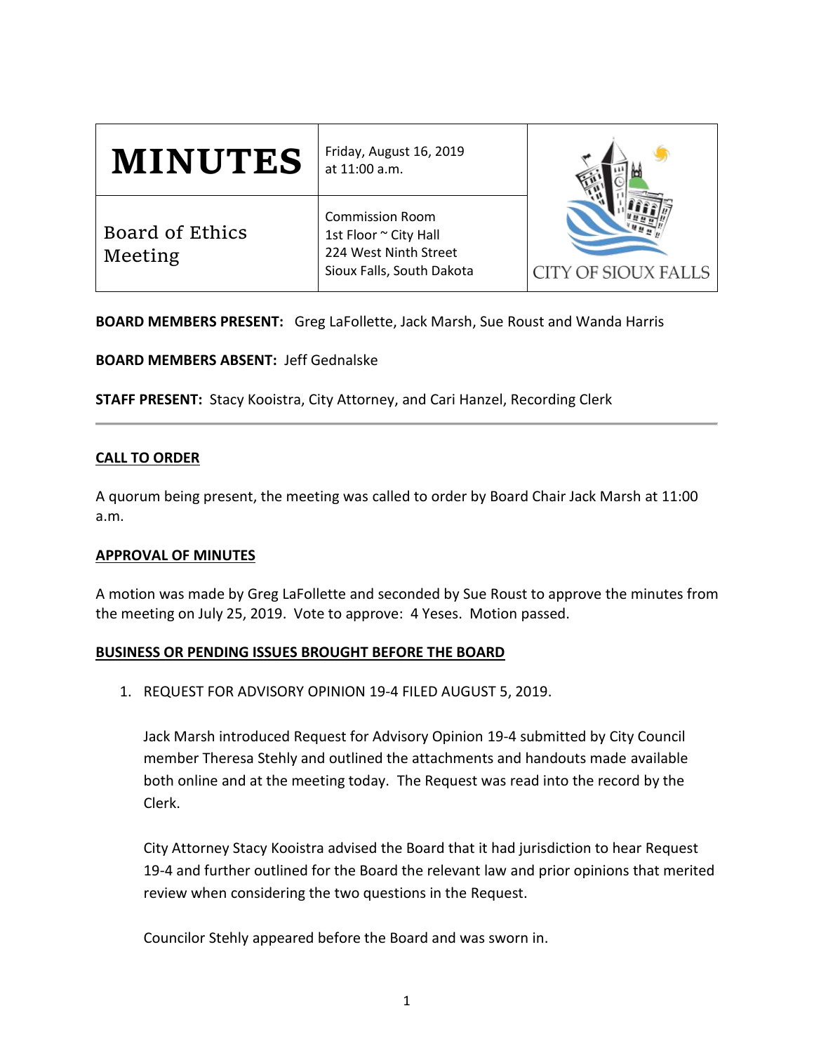# MINUTES

**Board of Ethics Meeting**

Friday, August 16, 2019
at 11:00 a.m.

Commission Room
1st Floor ~ City Hall
224 West Ninth Street
Sioux Falls, South Dakota

CITY OF SIOUX FALLS

**BOARD MEMBERS PRESENT:** Greg LaFollette, Jack Marsh, Sue Roust and Wanda Harris

**BOARD MEMBERS ABSENT:** Jeff Gednalske

**STAFF PRESENT:** Stacy Kooistra, City Attorney, and Cari Hanzel, Recording Clerk

---

## CALL TO ORDER

A quorum being present, the meeting was called to order by Board Chair Jack Marsh at 11:00 a.m.

## APPROVAL OF MINUTES

A motion was made by Greg LaFollette and seconded by Sue Roust to approve the minutes from the meeting on July 25, 2019. Vote to approve: 4 Yeses. Motion passed.

## BUSINESS OR PENDING ISSUES BROUGHT BEFORE THE BOARD

1. REQUEST FOR ADVISORY OPINION 19-4 FILED AUGUST 5, 2019.

   Jack Marsh introduced Request for Advisory Opinion 19-4 submitted by City Council member Theresa Stehly and outlined the attachments and handouts made available both online and at the meeting today. The Request was read into the record by the Clerk.

   City Attorney Stacy Kooistra advised the Board that it had jurisdiction to hear Request 19-4 and further outlined for the Board the relevant law and prior opinions that merited review when considering the two questions in the Request.

   Councilor Stehly appeared before the Board and was sworn in.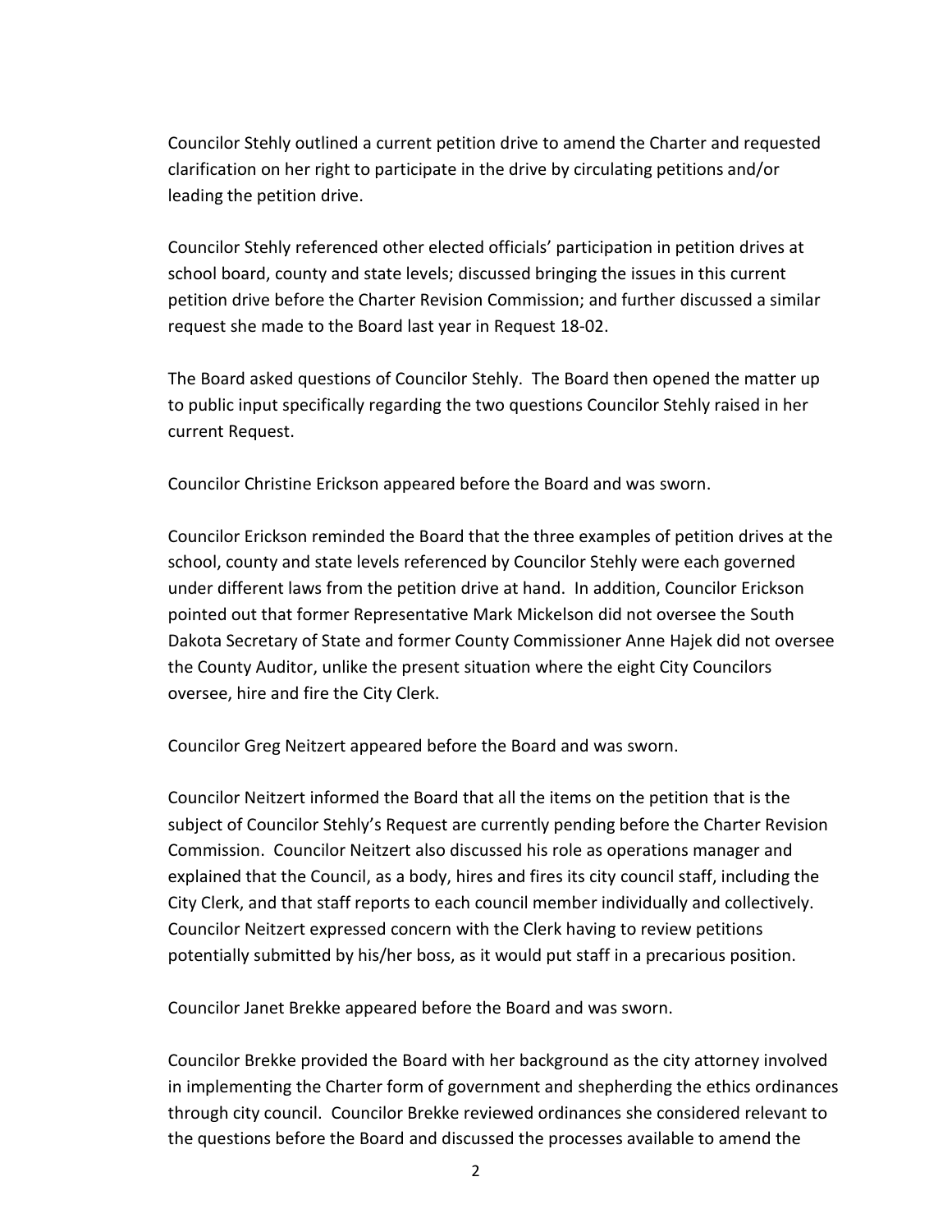Councilor Stehly outlined a current petition drive to amend the Charter and requested clarification on her right to participate in the drive by circulating petitions and/or leading the petition drive.

Councilor Stehly referenced other elected officials' participation in petition drives at school board, county and state levels; discussed bringing the issues in this current petition drive before the Charter Revision Commission; and further discussed a similar request she made to the Board last year in Request 18-02.

The Board asked questions of Councilor Stehly. The Board then opened the matter up to public input specifically regarding the two questions Councilor Stehly raised in her current Request.

Councilor Christine Erickson appeared before the Board and was sworn.

Councilor Erickson reminded the Board that the three examples of petition drives at the school, county and state levels referenced by Councilor Stehly were each governed under different laws from the petition drive at hand. In addition, Councilor Erickson pointed out that former Representative Mark Mickelson did not oversee the South Dakota Secretary of State and former County Commissioner Anne Hajek did not oversee the County Auditor, unlike the present situation where the eight City Councilors oversee, hire and fire the City Clerk.

Councilor Greg Neitzert appeared before the Board and was sworn.

Councilor Neitzert informed the Board that all the items on the petition that is the subject of Councilor Stehly's Request are currently pending before the Charter Revision Commission. Councilor Neitzert also discussed his role as operations manager and explained that the Council, as a body, hires and fires its city council staff, including the City Clerk, and that staff reports to each council member individually and collectively. Councilor Neitzert expressed concern with the Clerk having to review petitions potentially submitted by his/her boss, as it would put staff in a precarious position.

Councilor Janet Brekke appeared before the Board and was sworn.

Councilor Brekke provided the Board with her background as the city attorney involved in implementing the Charter form of government and shepherding the ethics ordinances through city council. Councilor Brekke reviewed ordinances she considered relevant to the questions before the Board and discussed the processes available to amend the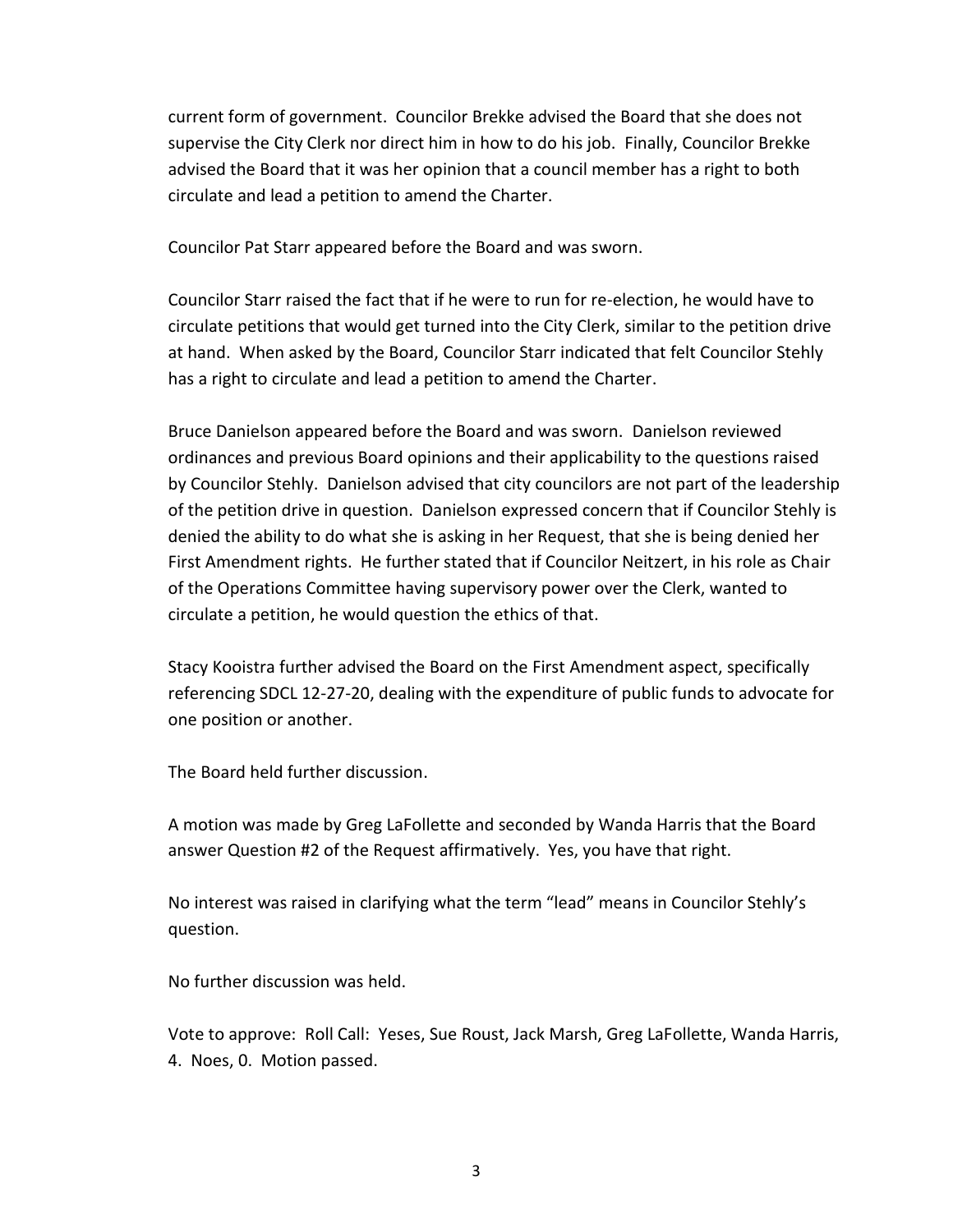current form of government. Councilor Brekke advised the Board that she does not supervise the City Clerk nor direct him in how to do his job. Finally, Councilor Brekke advised the Board that it was her opinion that a council member has a right to both circulate and lead a petition to amend the Charter.

Councilor Pat Starr appeared before the Board and was sworn.

Councilor Starr raised the fact that if he were to run for re-election, he would have to circulate petitions that would get turned into the City Clerk, similar to the petition drive at hand. When asked by the Board, Councilor Starr indicated that felt Councilor Stehly has a right to circulate and lead a petition to amend the Charter.

Bruce Danielson appeared before the Board and was sworn. Danielson reviewed ordinances and previous Board opinions and their applicability to the questions raised by Councilor Stehly. Danielson advised that city councilors are not part of the leadership of the petition drive in question. Danielson expressed concern that if Councilor Stehly is denied the ability to do what she is asking in her Request, that she is being denied her First Amendment rights. He further stated that if Councilor Neitzert, in his role as Chair of the Operations Committee having supervisory power over the Clerk, wanted to circulate a petition, he would question the ethics of that.

Stacy Kooistra further advised the Board on the First Amendment aspect, specifically referencing SDCL 12-27-20, dealing with the expenditure of public funds to advocate for one position or another.

The Board held further discussion.

A motion was made by Greg LaFollette and seconded by Wanda Harris that the Board answer Question #2 of the Request affirmatively. Yes, you have that right.

No interest was raised in clarifying what the term "lead" means in Councilor Stehly's question.

No further discussion was held.

Vote to approve: Roll Call: Yeses, Sue Roust, Jack Marsh, Greg LaFollette, Wanda Harris, 4. Noes, 0. Motion passed.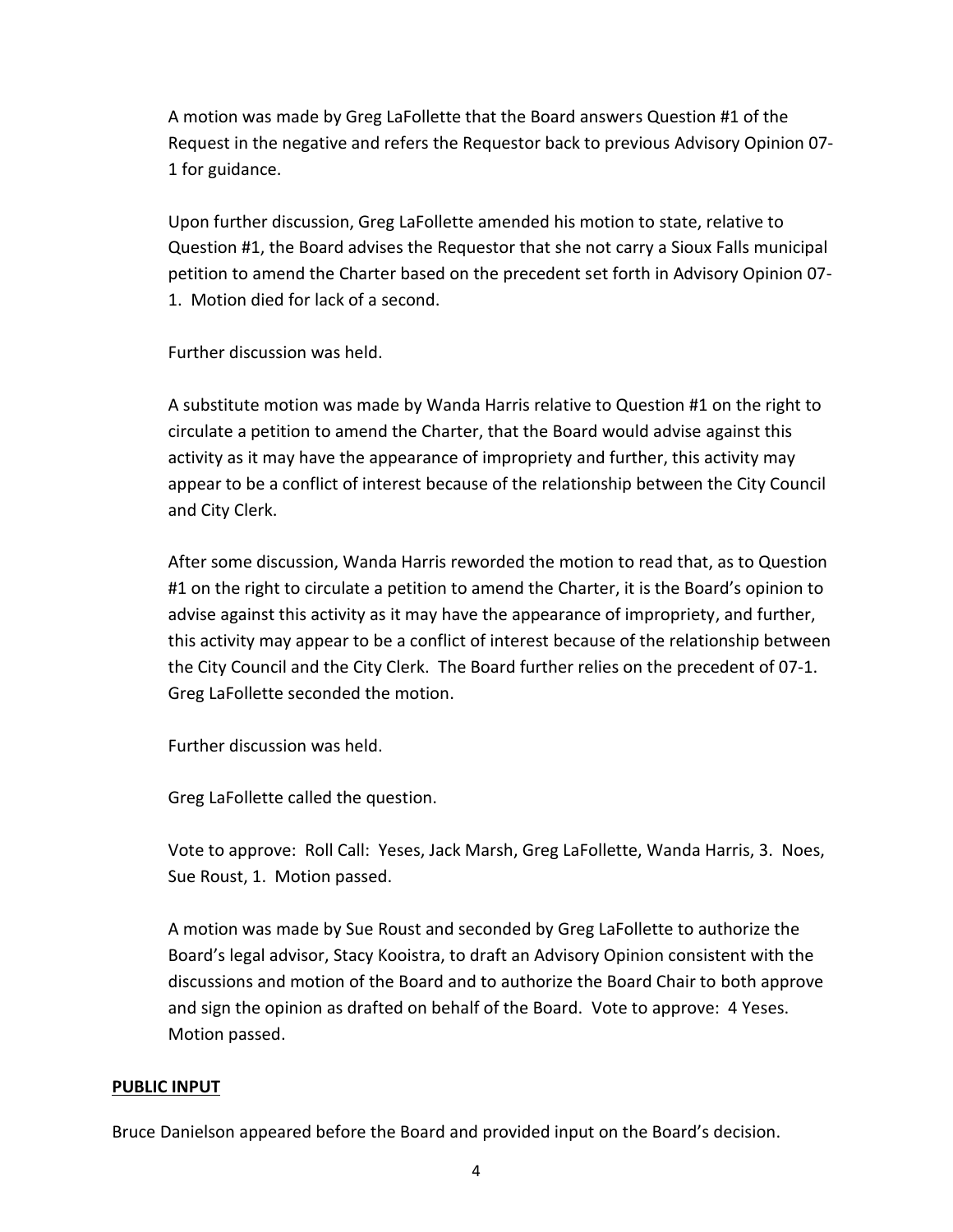A motion was made by Greg LaFollette that the Board answers Question #1 of the Request in the negative and refers the Requestor back to previous Advisory Opinion 07-1 for guidance.

Upon further discussion, Greg LaFollette amended his motion to state, relative to Question #1, the Board advises the Requestor that she not carry a Sioux Falls municipal petition to amend the Charter based on the precedent set forth in Advisory Opinion 07-1. Motion died for lack of a second.

Further discussion was held.

A substitute motion was made by Wanda Harris relative to Question #1 on the right to circulate a petition to amend the Charter, that the Board would advise against this activity as it may have the appearance of impropriety and further, this activity may appear to be a conflict of interest because of the relationship between the City Council and City Clerk.

After some discussion, Wanda Harris reworded the motion to read that, as to Question #1 on the right to circulate a petition to amend the Charter, it is the Board's opinion to advise against this activity as it may have the appearance of impropriety, and further, this activity may appear to be a conflict of interest because of the relationship between the City Council and the City Clerk. The Board further relies on the precedent of 07-1. Greg LaFollette seconded the motion.

Further discussion was held.

Greg LaFollette called the question.

Vote to approve: Roll Call: Yeses, Jack Marsh, Greg LaFollette, Wanda Harris, 3. Noes, Sue Roust, 1. Motion passed.

A motion was made by Sue Roust and seconded by Greg LaFollette to authorize the Board's legal advisor, Stacy Kooistra, to draft an Advisory Opinion consistent with the discussions and motion of the Board and to authorize the Board Chair to both approve and sign the opinion as drafted on behalf of the Board. Vote to approve: 4 Yeses. Motion passed.

**PUBLIC INPUT**

Bruce Danielson appeared before the Board and provided input on the Board's decision.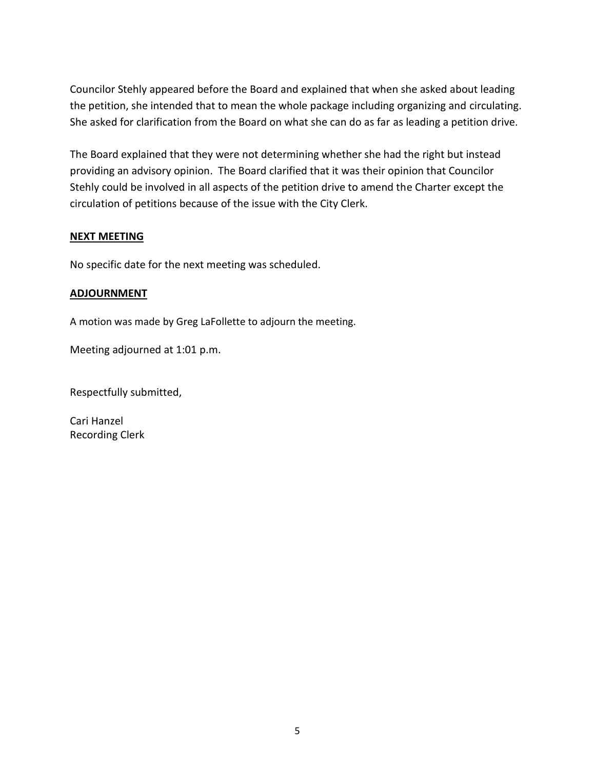Councilor Stehly appeared before the Board and explained that when she asked about leading the petition, she intended that to mean the whole package including organizing and circulating. She asked for clarification from the Board on what she can do as far as leading a petition drive.

The Board explained that they were not determining whether she had the right but instead providing an advisory opinion. The Board clarified that it was their opinion that Councilor Stehly could be involved in all aspects of the petition drive to amend the Charter except the circulation of petitions because of the issue with the City Clerk.

**NEXT MEETING**

No specific date for the next meeting was scheduled.

**ADJOURNMENT**

A motion was made by Greg LaFollette to adjourn the meeting.

Meeting adjourned at 1:01 p.m.

Respectfully submitted,

Cari Hanzel
Recording Clerk